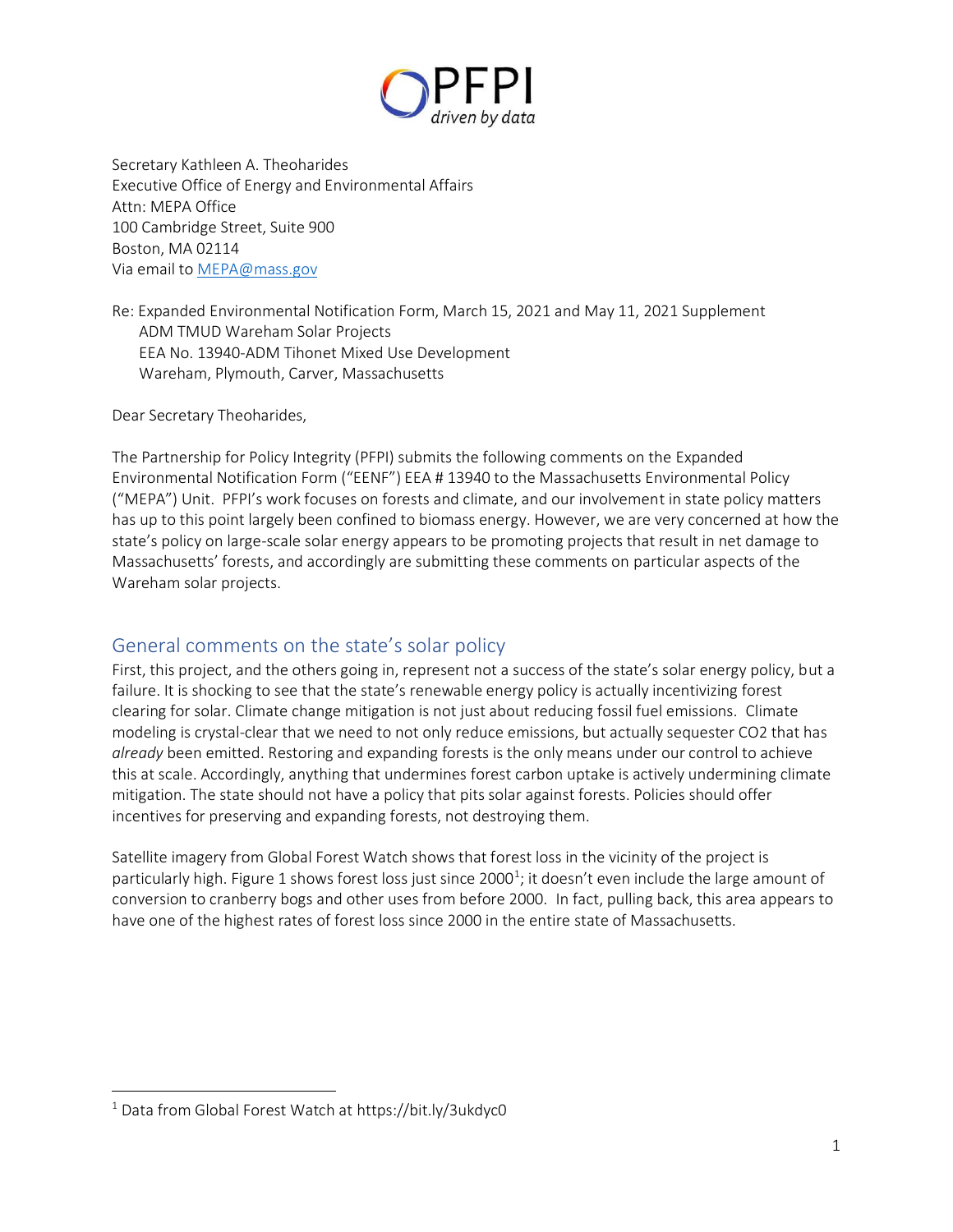PFPI
*driven by data*

Secretary Kathleen A. Theoharides
Executive Office of Energy and Environmental Affairs
Attn: MEPA Office
100 Cambridge Street, Suite 900
Boston, MA 02114
Via email to [MEPA@mass.gov](mailto:MEPA@mass.gov)

Re: Expanded Environmental Notification Form, March 15, 2021 and May 11, 2021 Supplement
ADM TMUD Wareham Solar Projects
EEA No. 13940-ADM Tihonet Mixed Use Development
Wareham, Plymouth, Carver, Massachusetts

Dear Secretary Theoharides,

The Partnership for Policy Integrity (PFPI) submits the following comments on the Expanded Environmental Notification Form ("EENF") EEA # 13940 to the Massachusetts Environmental Policy ("MEPA") Unit. PFPI's work focuses on forests and climate, and our involvement in state policy matters has up to this point largely been confined to biomass energy. However, we are very concerned at how the state's policy on large-scale solar energy appears to be promoting projects that result in net damage to Massachusetts' forests, and accordingly are submitting these comments on particular aspects of the Wareham solar projects.

## General comments on the state's solar policy

First, this project, and the others going in, represent not a success of the state's solar energy policy, but a failure. It is shocking to see that the state's renewable energy policy is actually incentivizing forest clearing for solar. Climate change mitigation is not just about reducing fossil fuel emissions. Climate modeling is crystal-clear that we need to not only reduce emissions, but actually sequester $CO_2$ that has *already* been emitted. Restoring and expanding forests is the only means under our control to achieve this at scale. Accordingly, anything that undermines forest carbon uptake is actively undermining climate mitigation. The state should not have a policy that pits solar against forests. Policies should offer incentives for preserving and expanding forests, not destroying them.

Satellite imagery from Global Forest Watch shows that forest loss in the vicinity of the project is particularly high. Figure 1 shows forest loss just since 2000[1]; it doesn't even include the large amount of conversion to cranberry bogs and other uses from before 2000. In fact, pulling back, this area appears to have one of the highest rates of forest loss since 2000 in the entire state of Massachusetts.

[1] Data from Global Forest Watch at https://bit.ly/3ukdyc0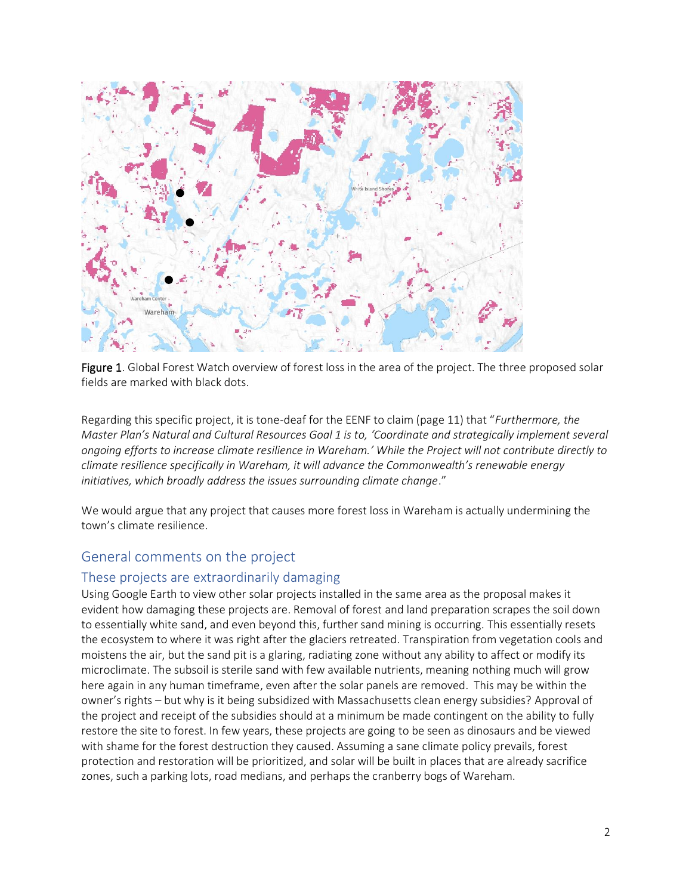**Figure 1**. Global Forest Watch overview of forest loss in the area of the project. The three proposed solar fields are marked with black dots.

Regarding this specific project, it is tone-deaf for the EENF to claim (page 11) that "*Furthermore, the Master Plan's Natural and Cultural Resources Goal 1 is to, 'Coordinate and strategically implement several ongoing efforts to increase climate resilience in Wareham.' While the Project will not contribute directly to climate resilience specifically in Wareham, it will advance the Commonwealth's renewable energy initiatives, which broadly address the issues surrounding climate change*."

We would argue that any project that causes more forest loss in Wareham is actually undermining the town's climate resilience.

## General comments on the project

### These projects are extraordinarily damaging

Using Google Earth to view other solar projects installed in the same area as the proposal makes it evident how damaging these projects are. Removal of forest and land preparation scrapes the soil down to essentially white sand, and even beyond this, further sand mining is occurring. This essentially resets the ecosystem to where it was right after the glaciers retreated. Transpiration from vegetation cools and moistens the air, but the sand pit is a glaring, radiating zone without any ability to affect or modify its microclimate. The subsoil is sterile sand with few available nutrients, meaning nothing much will grow here again in any human timeframe, even after the solar panels are removed. This may be within the owner's rights – but why is it being subsidized with Massachusetts clean energy subsidies? Approval of the project and receipt of the subsidies should at a minimum be made contingent on the ability to fully restore the site to forest. In few years, these projects are going to be seen as dinosaurs and be viewed with shame for the forest destruction they caused. Assuming a sane climate policy prevails, forest protection and restoration will be prioritized, and solar will be built in places that are already sacrifice zones, such a parking lots, road medians, and perhaps the cranberry bogs of Wareham.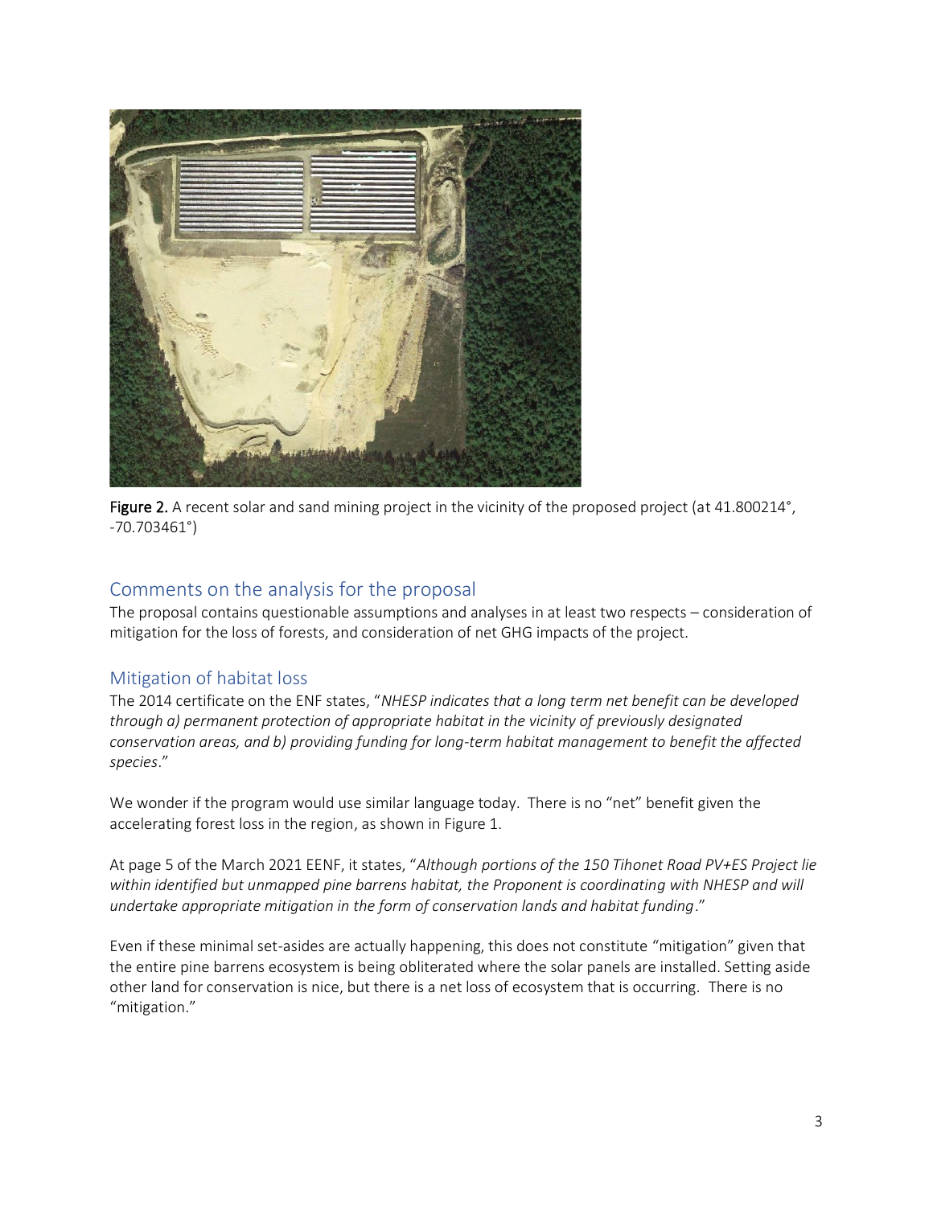Figure 2. A recent solar and sand mining project in the vicinity of the proposed project (at 41.800214°, -70.703461°)

## Comments on the analysis for the proposal

The proposal contains questionable assumptions and analyses in at least two respects – consideration of mitigation for the loss of forests, and consideration of net GHG impacts of the project.

## Mitigation of habitat loss

The 2014 certificate on the ENF states, "*NHESP indicates that a long term net benefit can be developed through a) permanent protection of appropriate habitat in the vicinity of previously designated conservation areas, and b) providing funding for long-term habitat management to benefit the affected species*."

We wonder if the program would use similar language today. There is no "net" benefit given the accelerating forest loss in the region, as shown in Figure 1.

At page 5 of the March 2021 EENF, it states, "*Although portions of the 150 Tihonet Road PV+ES Project lie within identified but unmapped pine barrens habitat, the Proponent is coordinating with NHESP and will undertake appropriate mitigation in the form of conservation lands and habitat funding*."

Even if these minimal set-asides are actually happening, this does not constitute "mitigation" given that the entire pine barrens ecosystem is being obliterated where the solar panels are installed. Setting aside other land for conservation is nice, but there is a net loss of ecosystem that is occurring. There is no "mitigation."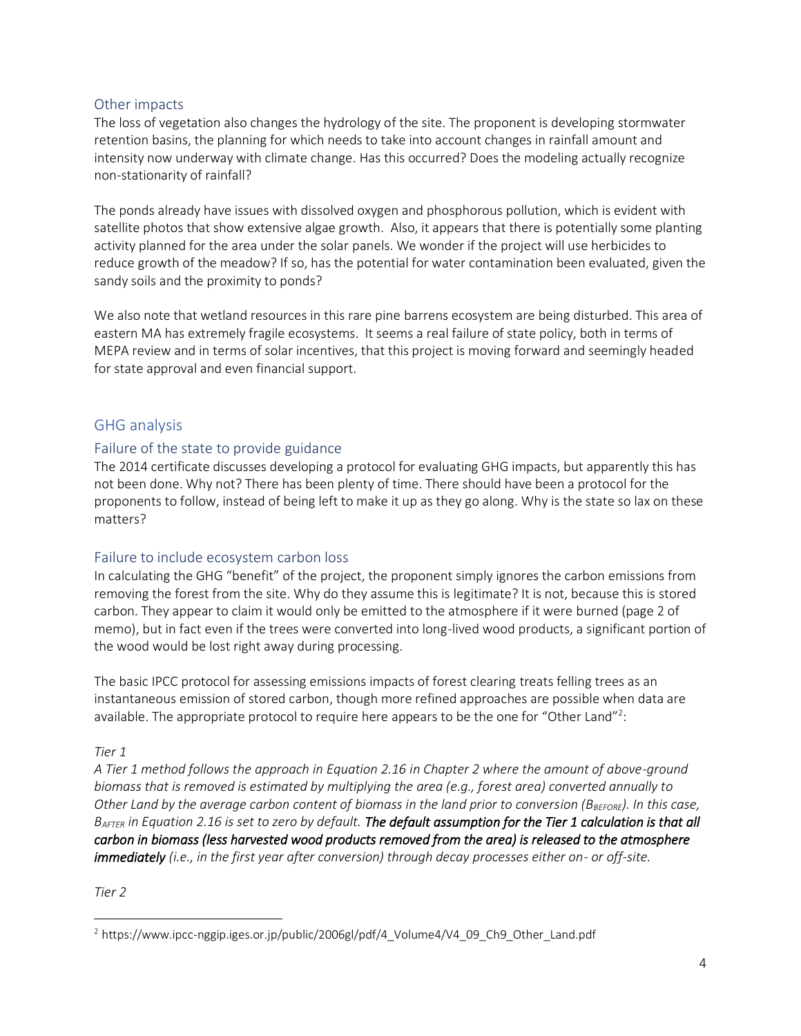## Other impacts

The loss of vegetation also changes the hydrology of the site. The proponent is developing stormwater retention basins, the planning for which needs to take into account changes in rainfall amount and intensity now underway with climate change. Has this occurred? Does the modeling actually recognize non-stationarity of rainfall?

The ponds already have issues with dissolved oxygen and phosphorous pollution, which is evident with satellite photos that show extensive algae growth. Also, it appears that there is potentially some planting activity planned for the area under the solar panels. We wonder if the project will use herbicides to reduce growth of the meadow? If so, has the potential for water contamination been evaluated, given the sandy soils and the proximity to ponds?

We also note that wetland resources in this rare pine barrens ecosystem are being disturbed. This area of eastern MA has extremely fragile ecosystems. It seems a real failure of state policy, both in terms of MEPA review and in terms of solar incentives, that this project is moving forward and seemingly headed for state approval and even financial support.

## GHG analysis

### Failure of the state to provide guidance

The 2014 certificate discusses developing a protocol for evaluating GHG impacts, but apparently this has not been done. Why not? There has been plenty of time. There should have been a protocol for the proponents to follow, instead of being left to make it up as they go along. Why is the state so lax on these matters?

### Failure to include ecosystem carbon loss

In calculating the GHG "benefit" of the project, the proponent simply ignores the carbon emissions from removing the forest from the site. Why do they assume this is legitimate? It is not, because this is stored carbon. They appear to claim it would only be emitted to the atmosphere if it were burned (page 2 of memo), but in fact even if the trees were converted into long-lived wood products, a significant portion of the wood would be lost right away during processing.

The basic IPCC protocol for assessing emissions impacts of forest clearing treats felling trees as an instantaneous emission of stored carbon, though more refined approaches are possible when data are available. The appropriate protocol to require here appears to be the one for "Other Land"[2]:

*Tier 1*

*A Tier 1 method follows the approach in Equation 2.16 in Chapter 2 where the amount of above-ground biomass that is removed is estimated by multiplying the area (e.g., forest area) converted annually to Other Land by the average carbon content of biomass in the land prior to conversion ($B_{BEFORE}$). In this case, $B_{AFTER}$ in Equation 2.16 is set to zero by default.* ***The default assumption for the Tier 1 calculation is that all carbon in biomass (less harvested wood products removed from the area) is released to the atmosphere immediately*** *(i.e., in the first year after conversion) through decay processes either on- or off-site.*

*Tier 2*

[2] https://www.ipcc-nggip.iges.or.jp/public/2006gl/pdf/4_Volume4/V4_09_Ch9_Other_Land.pdf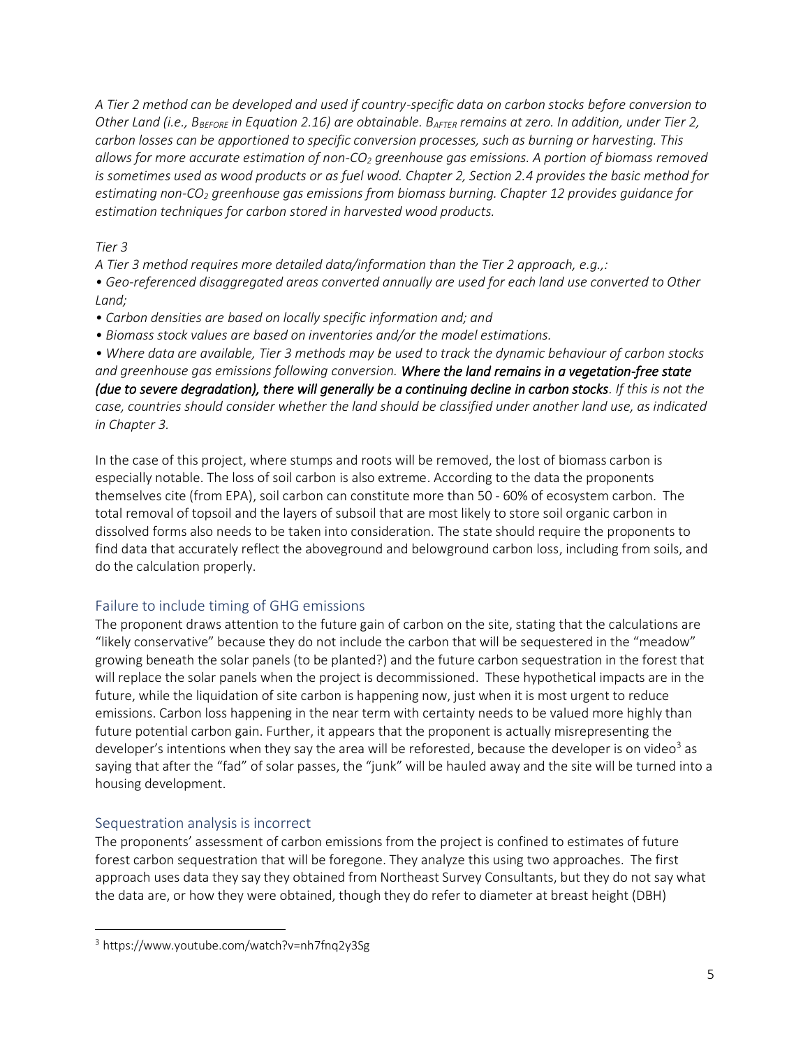*A Tier 2 method can be developed and used if country-specific data on carbon stocks before conversion to Other Land (i.e., $B_{BEFORE}$ in Equation 2.16) are obtainable. $B_{AFTER}$ remains at zero. In addition, under Tier 2, carbon losses can be apportioned to specific conversion processes, such as burning or harvesting. This allows for more accurate estimation of non-$CO_2$ greenhouse gas emissions. A portion of biomass removed is sometimes used as wood products or as fuel wood. Chapter 2, Section 2.4 provides the basic method for estimating non-$CO_2$ greenhouse gas emissions from biomass burning. Chapter 12 provides guidance for estimation techniques for carbon stored in harvested wood products.*

*Tier 3*

*A Tier 3 method requires more detailed data/information than the Tier 2 approach, e.g.,:*

- *Geo-referenced disaggregated areas converted annually are used for each land use converted to Other Land;*
- *Carbon densities are based on locally specific information and; and*
- *Biomass stock values are based on inventories and/or the model estimations.*
- *Where data are available, Tier 3 methods may be used to track the dynamic behaviour of carbon stocks and greenhouse gas emissions following conversion.* ***Where the land remains in a vegetation-free state (due to severe degradation), there will generally be a continuing decline in carbon stocks****. If this is not the case, countries should consider whether the land should be classified under another land use, as indicated in Chapter 3.*

In the case of this project, where stumps and roots will be removed, the lost of biomass carbon is especially notable. The loss of soil carbon is also extreme. According to the data the proponents themselves cite (from EPA), soil carbon can constitute more than 50 - 60% of ecosystem carbon. The total removal of topsoil and the layers of subsoil that are most likely to store soil organic carbon in dissolved forms also needs to be taken into consideration. The state should require the proponents to find data that accurately reflect the aboveground and belowground carbon loss, including from soils, and do the calculation properly.

## Failure to include timing of GHG emissions

The proponent draws attention to the future gain of carbon on the site, stating that the calculations are "likely conservative" because they do not include the carbon that will be sequestered in the "meadow" growing beneath the solar panels (to be planted?) and the future carbon sequestration in the forest that will replace the solar panels when the project is decommissioned. These hypothetical impacts are in the future, while the liquidation of site carbon is happening now, just when it is most urgent to reduce emissions. Carbon loss happening in the near term with certainty needs to be valued more highly than future potential carbon gain. Further, it appears that the proponent is actually misrepresenting the developer's intentions when they say the area will be reforested, because the developer is on video[3] as saying that after the "fad" of solar passes, the "junk" will be hauled away and the site will be turned into a housing development.

## Sequestration analysis is incorrect

The proponents' assessment of carbon emissions from the project is confined to estimates of future forest carbon sequestration that will be foregone. They analyze this using two approaches. The first approach uses data they say they obtained from Northeast Survey Consultants, but they do not say what the data are, or how they were obtained, though they do refer to diameter at breast height (DBH)

[3] https://www.youtube.com/watch?v=nh7fnq2y3Sg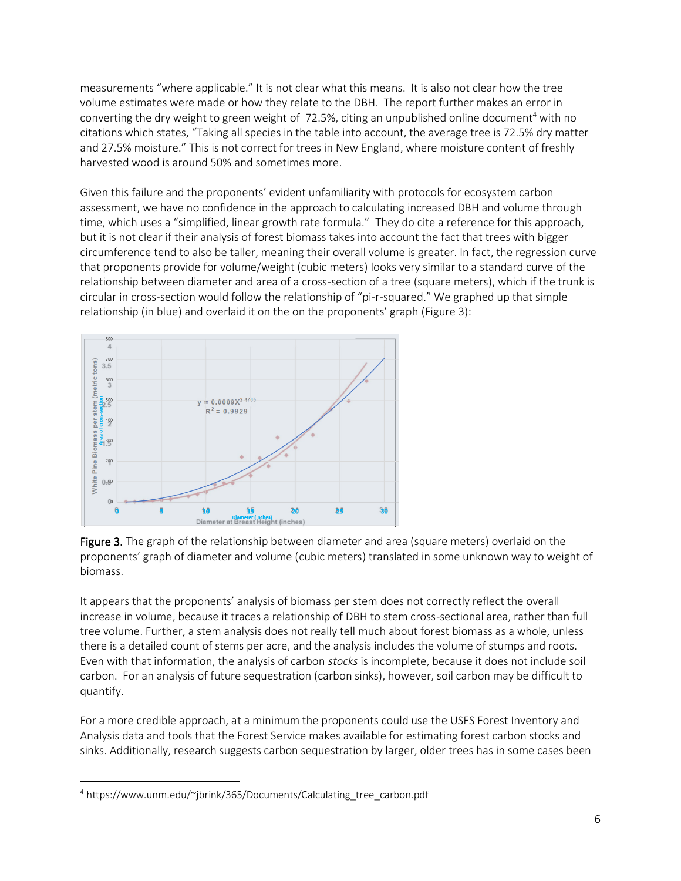measurements "where applicable." It is not clear what this means. It is also not clear how the tree volume estimates were made or how they relate to the DBH. The report further makes an error in converting the dry weight to green weight of 72.5%, citing an unpublished online document[4] with no citations which states, "Taking all species in the table into account, the average tree is 72.5% dry matter and 27.5% moisture." This is not correct for trees in New England, where moisture content of freshly harvested wood is around 50% and sometimes more.

Given this failure and the proponents' evident unfamiliarity with protocols for ecosystem carbon assessment, we have no confidence in the approach to calculating increased DBH and volume through time, which uses a "simplified, linear growth rate formula." They do cite a reference for this approach, but it is not clear if their analysis of forest biomass takes into account the fact that trees with bigger circumference tend to also be taller, meaning their overall volume is greater. In fact, the regression curve that proponents provide for volume/weight (cubic meters) looks very similar to a standard curve of the relationship between diameter and area of a cross-section of a tree (square meters), which if the trunk is circular in cross-section would follow the relationship of "pi-r-squared." We graphed up that simple relationship (in blue) and overlaid it on the on the proponents' graph (Figure 3):

**Figure 3.** The graph of the relationship between diameter and area (square meters) overlaid on the proponents' graph of diameter and volume (cubic meters) translated in some unknown way to weight of biomass.

It appears that the proponents' analysis of biomass per stem does not correctly reflect the overall increase in volume, because it traces a relationship of DBH to stem cross-sectional area, rather than full tree volume. Further, a stem analysis does not really tell much about forest biomass as a whole, unless there is a detailed count of stems per acre, and the analysis includes the volume of stumps and roots. Even with that information, the analysis of carbon *stocks* is incomplete, because it does not include soil carbon. For an analysis of future sequestration (carbon sinks), however, soil carbon may be difficult to quantify.

For a more credible approach, at a minimum the proponents could use the USFS Forest Inventory and Analysis data and tools that the Forest Service makes available for estimating forest carbon stocks and sinks. Additionally, research suggests carbon sequestration by larger, older trees has in some cases been

[4] https://www.unm.edu/~jbrink/365/Documents/Calculating_tree_carbon.pdf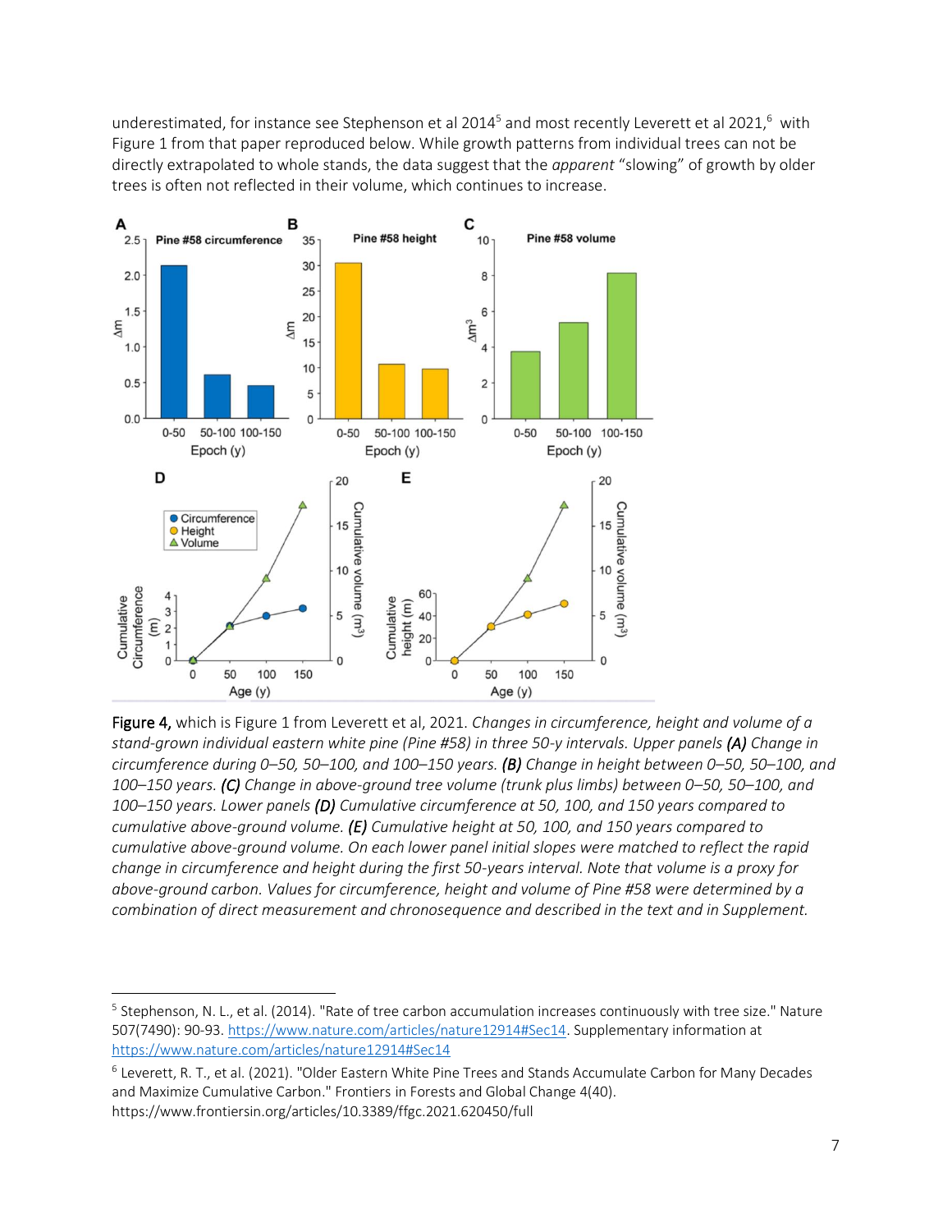underestimated, for instance see Stephenson et al 2014[5] and most recently Leverett et al 2021,[6] with Figure 1 from that paper reproduced below. While growth patterns from individual trees can not be directly extrapolated to whole stands, the data suggest that the *apparent* "slowing" of growth by older trees is often not reflected in their volume, which continues to increase.

**Figure 4,** which is Figure 1 from Leverett et al, 2021. *Changes in circumference, height and volume of a stand-grown individual eastern white pine (Pine #58) in three 50-y intervals. Upper panels* ***(A)*** *Change in circumference during 0–50, 50–100, and 100–150 years.* ***(B)*** *Change in height between 0–50, 50–100, and 100–150 years.* ***(C)*** *Change in above-ground tree volume (trunk plus limbs) between 0–50, 50–100, and 100–150 years. Lower panels* ***(D)*** *Cumulative circumference at 50, 100, and 150 years compared to cumulative above-ground volume.* ***(E)*** *Cumulative height at 50, 100, and 150 years compared to cumulative above-ground volume. On each lower panel initial slopes were matched to reflect the rapid change in circumference and height during the first 50-years interval. Note that volume is a proxy for above-ground carbon. Values for circumference, height and volume of Pine #58 were determined by a combination of direct measurement and chronosequence and described in the text and in Supplement.*

---

[5] Stephenson, N. L., et al. (2014). "Rate of tree carbon accumulation increases continuously with tree size." Nature 507(7490): 90-93. https://www.nature.com/articles/nature12914#Sec14. Supplementary information at https://www.nature.com/articles/nature12914#Sec14

[6] Leverett, R. T., et al. (2021). "Older Eastern White Pine Trees and Stands Accumulate Carbon for Many Decades and Maximize Cumulative Carbon." Frontiers in Forests and Global Change 4(40). https://www.frontiersin.org/articles/10.3389/ffgc.2021.620450/full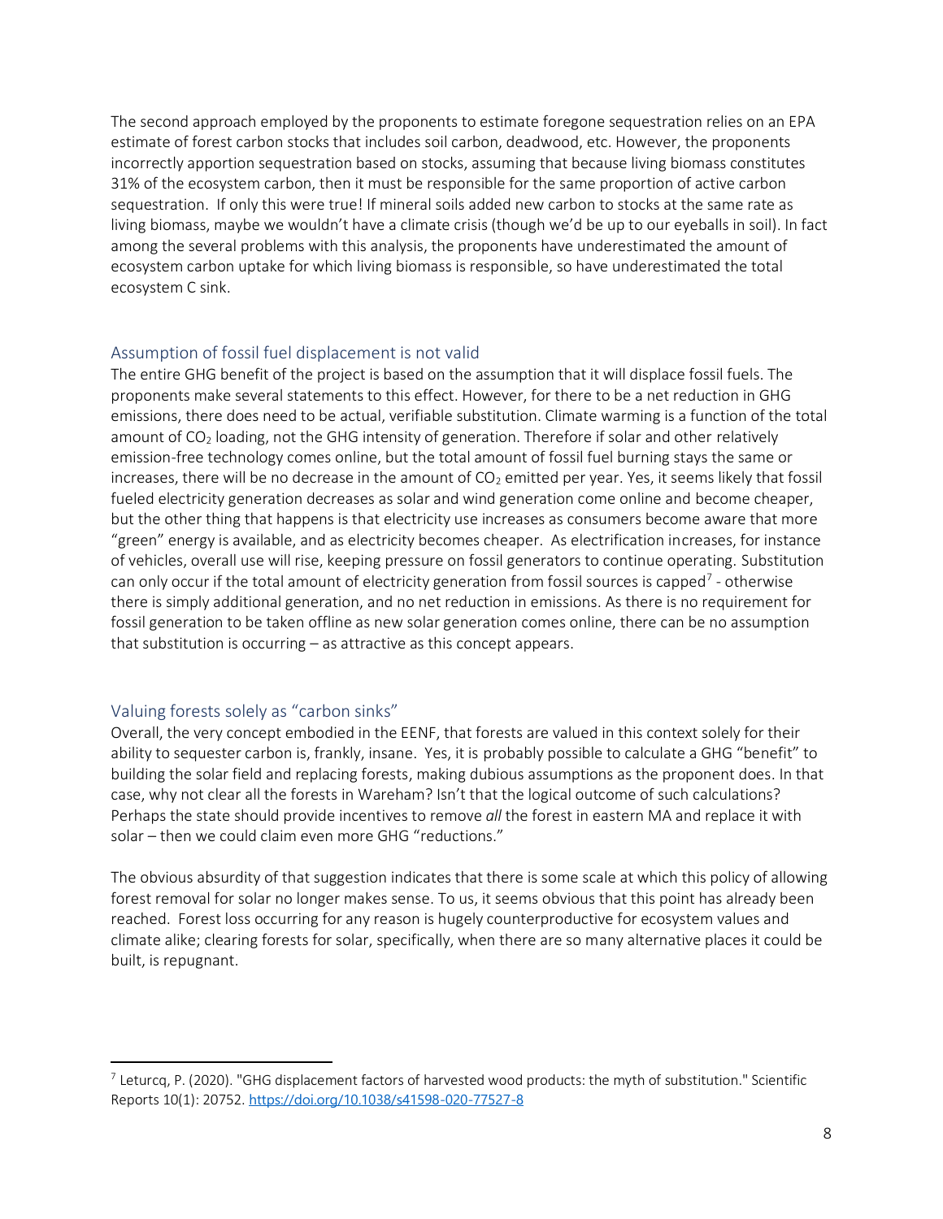The second approach employed by the proponents to estimate foregone sequestration relies on an EPA estimate of forest carbon stocks that includes soil carbon, deadwood, etc. However, the proponents incorrectly apportion sequestration based on stocks, assuming that because living biomass constitutes 31% of the ecosystem carbon, then it must be responsible for the same proportion of active carbon sequestration. If only this were true! If mineral soils added new carbon to stocks at the same rate as living biomass, maybe we wouldn't have a climate crisis (though we'd be up to our eyeballs in soil). In fact among the several problems with this analysis, the proponents have underestimated the amount of ecosystem carbon uptake for which living biomass is responsible, so have underestimated the total ecosystem C sink.

## Assumption of fossil fuel displacement is not valid

The entire GHG benefit of the project is based on the assumption that it will displace fossil fuels. The proponents make several statements to this effect. However, for there to be a net reduction in GHG emissions, there does need to be actual, verifiable substitution. Climate warming is a function of the total amount of $CO_2$ loading, not the GHG intensity of generation. Therefore if solar and other relatively emission-free technology comes online, but the total amount of fossil fuel burning stays the same or increases, there will be no decrease in the amount of $CO_2$ emitted per year. Yes, it seems likely that fossil fueled electricity generation decreases as solar and wind generation come online and become cheaper, but the other thing that happens is that electricity use increases as consumers become aware that more "green" energy is available, and as electricity becomes cheaper. As electrification increases, for instance of vehicles, overall use will rise, keeping pressure on fossil generators to continue operating. Substitution can only occur if the total amount of electricity generation from fossil sources is capped[7] - otherwise there is simply additional generation, and no net reduction in emissions. As there is no requirement for fossil generation to be taken offline as new solar generation comes online, there can be no assumption that substitution is occurring – as attractive as this concept appears.

## Valuing forests solely as "carbon sinks"

Overall, the very concept embodied in the EENF, that forests are valued in this context solely for their ability to sequester carbon is, frankly, insane. Yes, it is probably possible to calculate a GHG "benefit" to building the solar field and replacing forests, making dubious assumptions as the proponent does. In that case, why not clear all the forests in Wareham? Isn't that the logical outcome of such calculations? Perhaps the state should provide incentives to remove *all* the forest in eastern MA and replace it with solar – then we could claim even more GHG "reductions."

The obvious absurdity of that suggestion indicates that there is some scale at which this policy of allowing forest removal for solar no longer makes sense. To us, it seems obvious that this point has already been reached. Forest loss occurring for any reason is hugely counterproductive for ecosystem values and climate alike; clearing forests for solar, specifically, when there are so many alternative places it could be built, is repugnant.

---

[7] Leturcq, P. (2020). "GHG displacement factors of harvested wood products: the myth of substitution." Scientific Reports 10(1): 20752. https://doi.org/10.1038/s41598-020-77527-8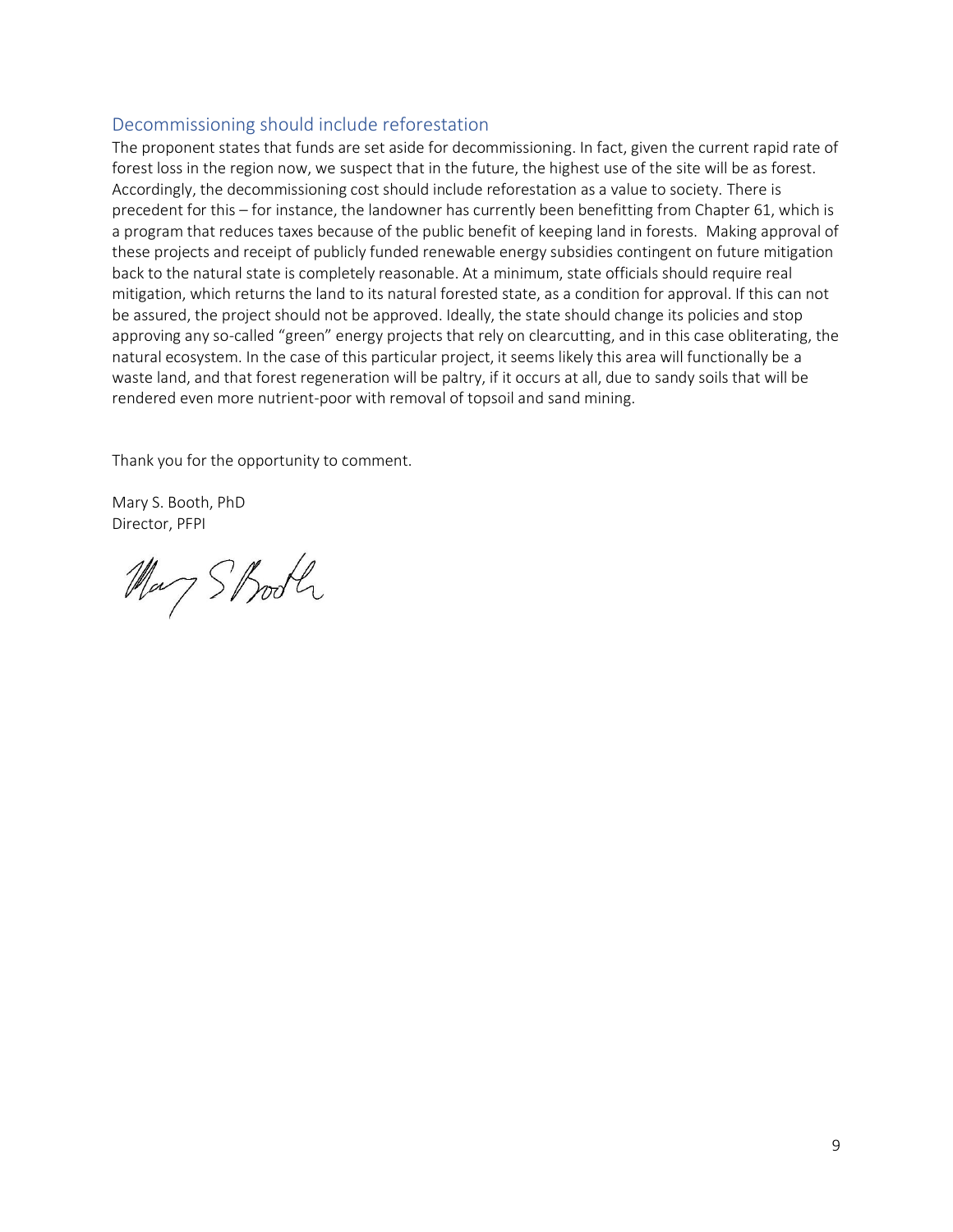## Decommissioning should include reforestation

The proponent states that funds are set aside for decommissioning. In fact, given the current rapid rate of forest loss in the region now, we suspect that in the future, the highest use of the site will be as forest. Accordingly, the decommissioning cost should include reforestation as a value to society. There is precedent for this – for instance, the landowner has currently been benefitting from Chapter 61, which is a program that reduces taxes because of the public benefit of keeping land in forests. Making approval of these projects and receipt of publicly funded renewable energy subsidies contingent on future mitigation back to the natural state is completely reasonable. At a minimum, state officials should require real mitigation, which returns the land to its natural forested state, as a condition for approval. If this can not be assured, the project should not be approved. Ideally, the state should change its policies and stop approving any so-called "green" energy projects that rely on clearcutting, and in this case obliterating, the natural ecosystem. In the case of this particular project, it seems likely this area will functionally be a waste land, and that forest regeneration will be paltry, if it occurs at all, due to sandy soils that will be rendered even more nutrient-poor with removal of topsoil and sand mining.

Thank you for the opportunity to comment.

Mary S. Booth, PhD
Director, PFPI

Mary S Booth